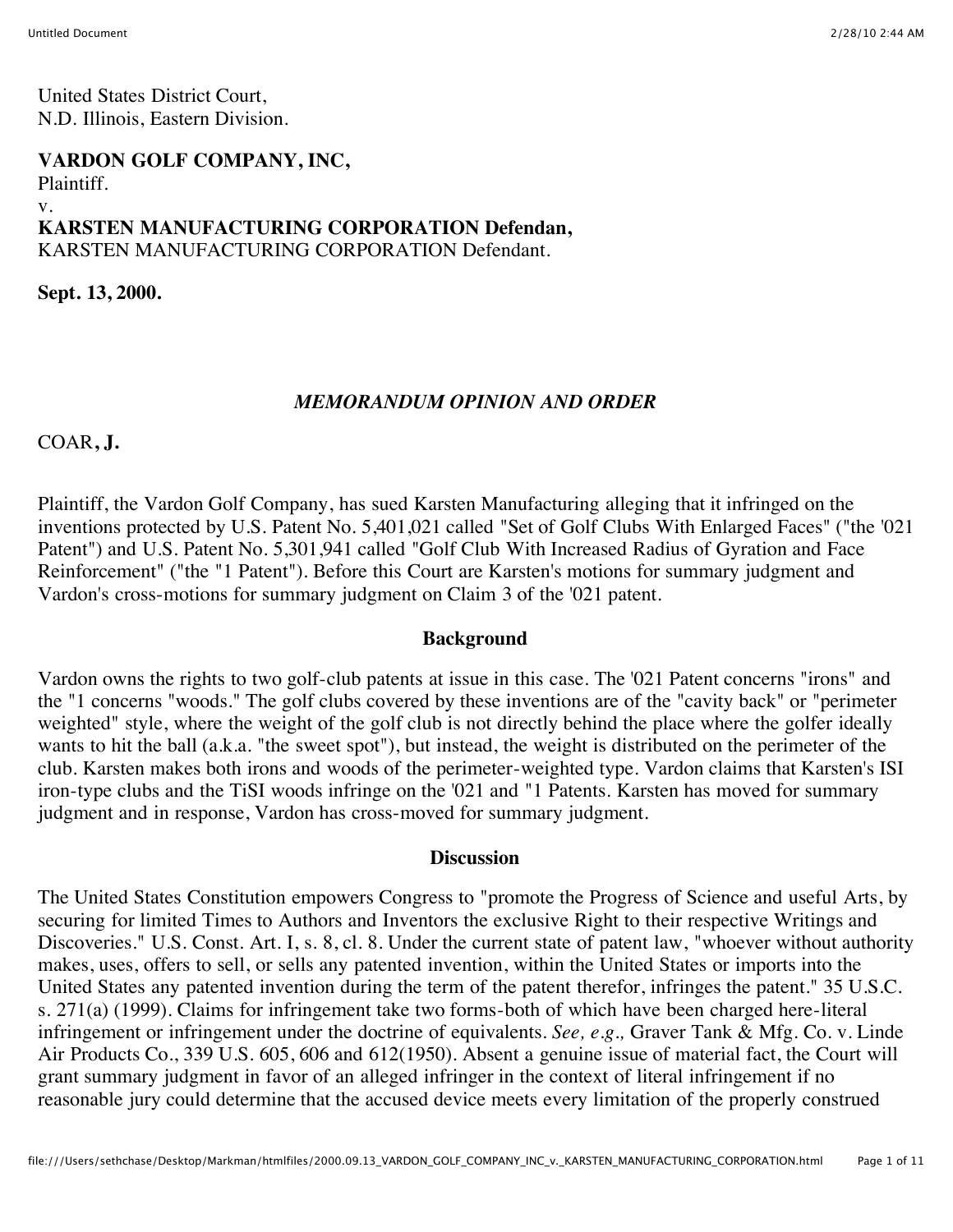United States District Court,
N.D. Illinois, Eastern Division.

**VARDON GOLF COMPANY, INC,**
Plaintiff.
v.
**KARSTEN MANUFACTURING CORPORATION Defendan,**
KARSTEN MANUFACTURING CORPORATION Defendant.

**Sept. 13, 2000.**

*MEMORANDUM OPINION AND ORDER*

COAR**, J.**

Plaintiff, the Vardon Golf Company, has sued Karsten Manufacturing alleging that it infringed on the inventions protected by U.S. Patent No. 5,401,021 called "Set of Golf Clubs With Enlarged Faces" ("the '021 Patent") and U.S. Patent No. 5,301,941 called "Golf Club With Increased Radius of Gyration and Face Reinforcement" ("the "1 Patent"). Before this Court are Karsten's motions for summary judgment and Vardon's cross-motions for summary judgment on Claim 3 of the '021 patent.

**Background**

Vardon owns the rights to two golf-club patents at issue in this case. The '021 Patent concerns "irons" and the "1 concerns "woods." The golf clubs covered by these inventions are of the "cavity back" or "perimeter weighted" style, where the weight of the golf club is not directly behind the place where the golfer ideally wants to hit the ball (a.k.a. "the sweet spot"), but instead, the weight is distributed on the perimeter of the club. Karsten makes both irons and woods of the perimeter-weighted type. Vardon claims that Karsten's ISI iron-type clubs and the TiSI woods infringe on the '021 and "1 Patents. Karsten has moved for summary judgment and in response, Vardon has cross-moved for summary judgment.

**Discussion**

The United States Constitution empowers Congress to "promote the Progress of Science and useful Arts, by securing for limited Times to Authors and Inventors the exclusive Right to their respective Writings and Discoveries." U.S. Const. Art. I, s. 8, cl. 8. Under the current state of patent law, "whoever without authority makes, uses, offers to sell, or sells any patented invention, within the United States or imports into the United States any patented invention during the term of the patent therefor, infringes the patent." 35 U.S.C. s. 271(a) (1999). Claims for infringement take two forms-both of which have been charged here-literal infringement or infringement under the doctrine of equivalents. *See, e.g.,* Graver Tank & Mfg. Co. v. Linde Air Products Co., 339 U.S. 605, 606 and 612(1950). Absent a genuine issue of material fact, the Court will grant summary judgment in favor of an alleged infringer in the context of literal infringement if no reasonable jury could determine that the accused device meets every limitation of the properly construed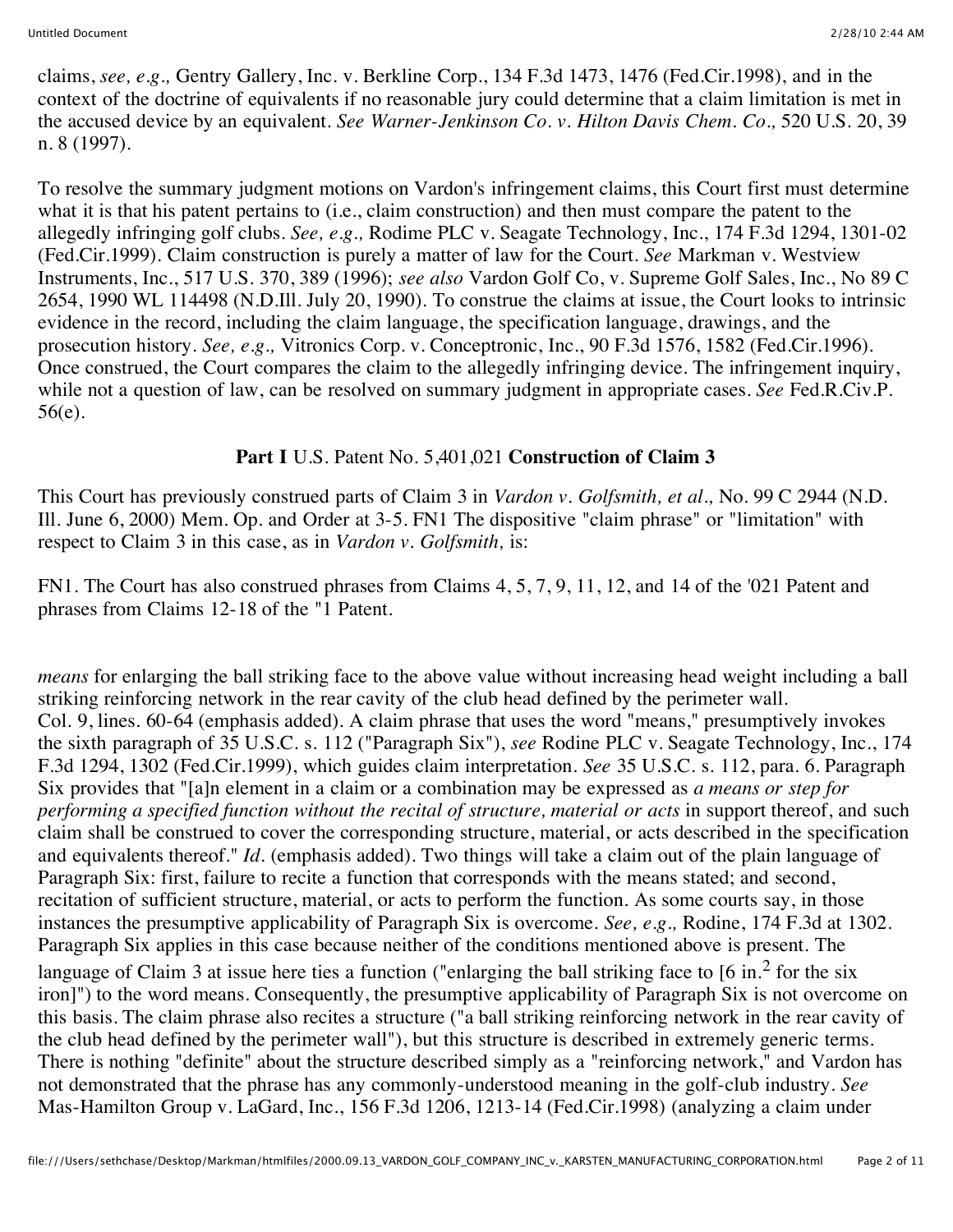claims, *see, e.g.,* Gentry Gallery, Inc. v. Berkline Corp., 134 F.3d 1473, 1476 (Fed.Cir.1998), and in the context of the doctrine of equivalents if no reasonable jury could determine that a claim limitation is met in the accused device by an equivalent. *See Warner-Jenkinson Co. v. Hilton Davis Chem. Co.,* 520 U.S. 20, 39 n. 8 (1997).

To resolve the summary judgment motions on Vardon's infringement claims, this Court first must determine what it is that his patent pertains to (i.e., claim construction) and then must compare the patent to the allegedly infringing golf clubs. *See, e.g.,* Rodime PLC v. Seagate Technology, Inc., 174 F.3d 1294, 1301-02 (Fed.Cir.1999). Claim construction is purely a matter of law for the Court. *See* Markman v. Westview Instruments, Inc., 517 U.S. 370, 389 (1996); *see also* Vardon Golf Co, v. Supreme Golf Sales, Inc., No 89 C 2654, 1990 WL 114498 (N.D.Ill. July 20, 1990). To construe the claims at issue, the Court looks to intrinsic evidence in the record, including the claim language, the specification language, drawings, and the prosecution history. *See, e.g.,* Vitronics Corp. v. Conceptronic, Inc., 90 F.3d 1576, 1582 (Fed.Cir.1996). Once construed, the Court compares the claim to the allegedly infringing device. The infringement inquiry, while not a question of law, can be resolved on summary judgment in appropriate cases. *See* Fed.R.Civ.P. 56(e).

## **Part I** U.S. Patent No. 5,401,021 **Construction of Claim 3**

This Court has previously construed parts of Claim 3 in *Vardon v. Golfsmith, et al.,* No. 99 C 2944 (N.D. Ill. June 6, 2000) Mem. Op. and Order at 3-5. FN1 The dispositive "claim phrase" or "limitation" with respect to Claim 3 in this case, as in *Vardon v. Golfsmith,* is:

FN1. The Court has also construed phrases from Claims 4, 5, 7, 9, 11, 12, and 14 of the '021 Patent and phrases from Claims 12-18 of the "1 Patent.

*means* for enlarging the ball striking face to the above value without increasing head weight including a ball striking reinforcing network in the rear cavity of the club head defined by the perimeter wall.
Col. 9, lines. 60-64 (emphasis added). A claim phrase that uses the word "means," presumptively invokes the sixth paragraph of 35 U.S.C. s. 112 ("Paragraph Six"), *see* Rodine PLC v. Seagate Technology, Inc., 174 F.3d 1294, 1302 (Fed.Cir.1999), which guides claim interpretation. *See* 35 U.S.C. s. 112, para. 6. Paragraph Six provides that "[a]n element in a claim or a combination may be expressed as *a means or step for performing a specified function without the recital of structure, material or acts* in support thereof, and such claim shall be construed to cover the corresponding structure, material, or acts described in the specification and equivalents thereof." *Id.* (emphasis added). Two things will take a claim out of the plain language of Paragraph Six: first, failure to recite a function that corresponds with the means stated; and second, recitation of sufficient structure, material, or acts to perform the function. As some courts say, in those instances the presumptive applicability of Paragraph Six is overcome. *See, e.g.,* Rodine, 174 F.3d at 1302. Paragraph Six applies in this case because neither of the conditions mentioned above is present. The language of Claim 3 at issue here ties a function ("enlarging the ball striking face to [6 in.$^2$ for the six iron]") to the word means. Consequently, the presumptive applicability of Paragraph Six is not overcome on this basis. The claim phrase also recites a structure ("a ball striking reinforcing network in the rear cavity of the club head defined by the perimeter wall"), but this structure is described in extremely generic terms. There is nothing "definite" about the structure described simply as a "reinforcing network," and Vardon has not demonstrated that the phrase has any commonly-understood meaning in the golf-club industry. *See* Mas-Hamilton Group v. LaGard, Inc., 156 F.3d 1206, 1213-14 (Fed.Cir.1998) (analyzing a claim under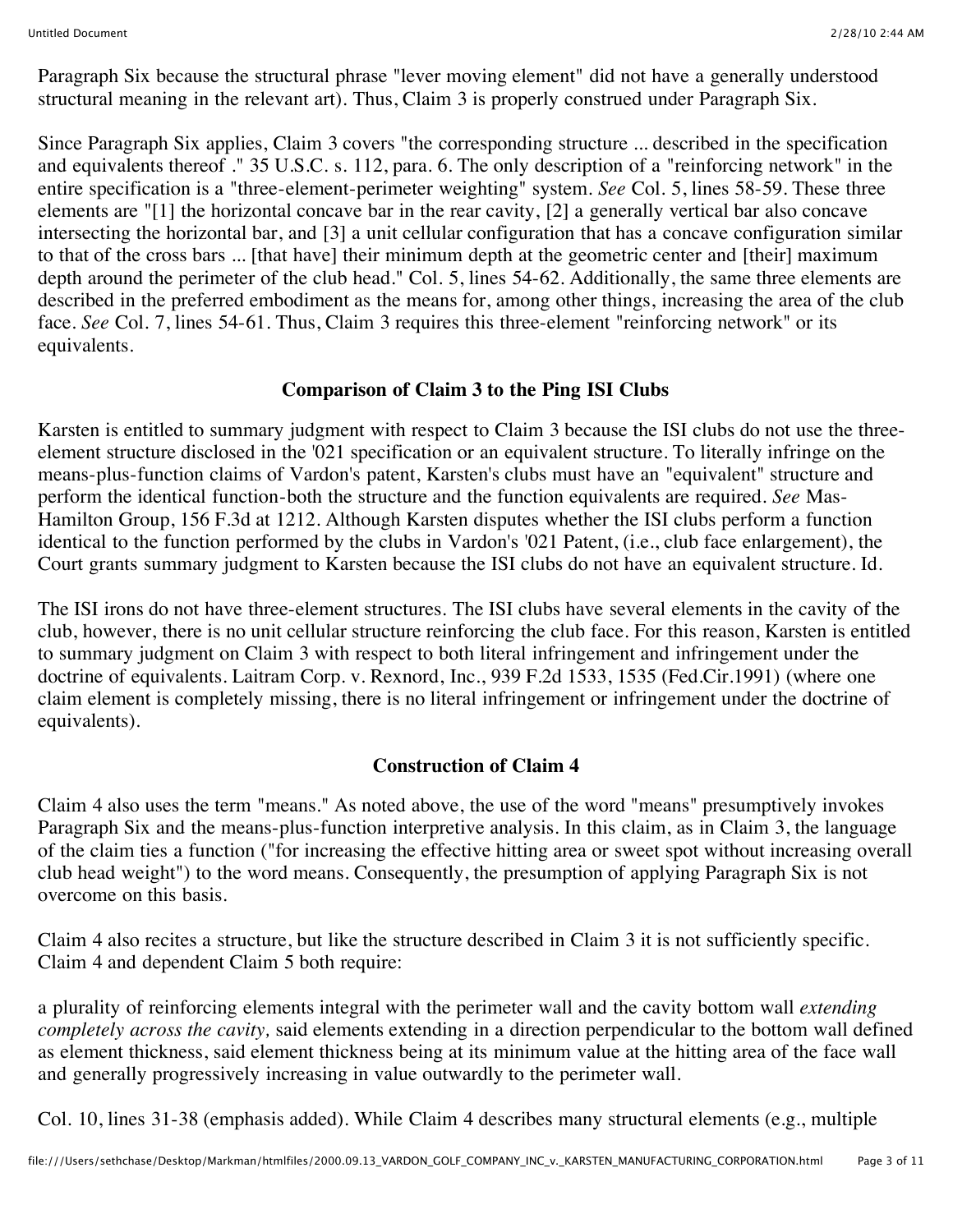Paragraph Six because the structural phrase "lever moving element" did not have a generally understood structural meaning in the relevant art). Thus, Claim 3 is properly construed under Paragraph Six.

Since Paragraph Six applies, Claim 3 covers "the corresponding structure ... described in the specification and equivalents thereof ." 35 U.S.C. s. 112, para. 6. The only description of a "reinforcing network" in the entire specification is a "three-element-perimeter weighting" system. *See* Col. 5, lines 58-59. These three elements are "[1] the horizontal concave bar in the rear cavity, [2] a generally vertical bar also concave intersecting the horizontal bar, and [3] a unit cellular configuration that has a concave configuration similar to that of the cross bars ... [that have] their minimum depth at the geometric center and [their] maximum depth around the perimeter of the club head." Col. 5, lines 54-62. Additionally, the same three elements are described in the preferred embodiment as the means for, among other things, increasing the area of the club face. *See* Col. 7, lines 54-61. Thus, Claim 3 requires this three-element "reinforcing network" or its equivalents.

### Comparison of Claim 3 to the Ping ISI Clubs

Karsten is entitled to summary judgment with respect to Claim 3 because the ISI clubs do not use the three-element structure disclosed in the '021 specification or an equivalent structure. To literally infringe on the means-plus-function claims of Vardon's patent, Karsten's clubs must have an "equivalent" structure and perform the identical function-both the structure and the function equivalents are required. *See* Mas-Hamilton Group, 156 F.3d at 1212. Although Karsten disputes whether the ISI clubs perform a function identical to the function performed by the clubs in Vardon's '021 Patent, (i.e., club face enlargement), the Court grants summary judgment to Karsten because the ISI clubs do not have an equivalent structure. Id.

The ISI irons do not have three-element structures. The ISI clubs have several elements in the cavity of the club, however, there is no unit cellular structure reinforcing the club face. For this reason, Karsten is entitled to summary judgment on Claim 3 with respect to both literal infringement and infringement under the doctrine of equivalents. Laitram Corp. v. Rexnord, Inc., 939 F.2d 1533, 1535 (Fed.Cir.1991) (where one claim element is completely missing, there is no literal infringement or infringement under the doctrine of equivalents).

### Construction of Claim 4

Claim 4 also uses the term "means." As noted above, the use of the word "means" presumptively invokes Paragraph Six and the means-plus-function interpretive analysis. In this claim, as in Claim 3, the language of the claim ties a function ("for increasing the effective hitting area or sweet spot without increasing overall club head weight") to the word means. Consequently, the presumption of applying Paragraph Six is not overcome on this basis.

Claim 4 also recites a structure, but like the structure described in Claim 3 it is not sufficiently specific. Claim 4 and dependent Claim 5 both require:

a plurality of reinforcing elements integral with the perimeter wall and the cavity bottom wall *extending completely across the cavity,* said elements extending in a direction perpendicular to the bottom wall defined as element thickness, said element thickness being at its minimum value at the hitting area of the face wall and generally progressively increasing in value outwardly to the perimeter wall.

Col. 10, lines 31-38 (emphasis added). While Claim 4 describes many structural elements (e.g., multiple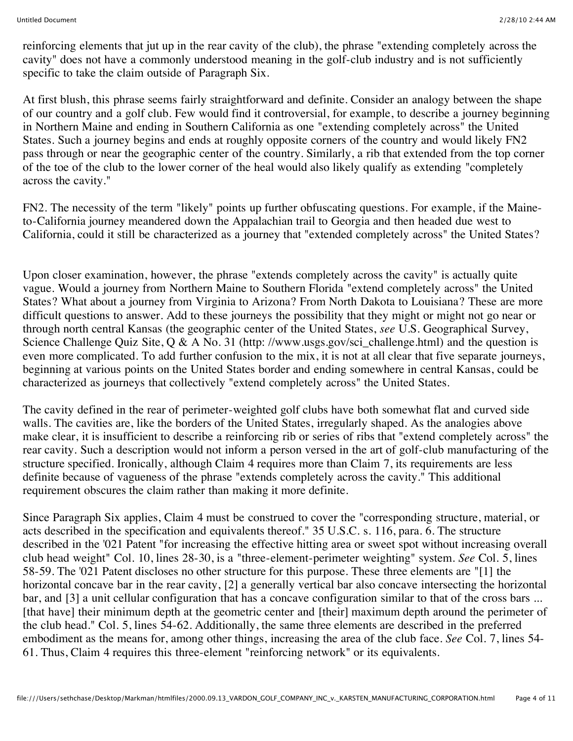reinforcing elements that jut up in the rear cavity of the club), the phrase "extending completely across the cavity" does not have a commonly understood meaning in the golf-club industry and is not sufficiently specific to take the claim outside of Paragraph Six.

At first blush, this phrase seems fairly straightforward and definite. Consider an analogy between the shape of our country and a golf club. Few would find it controversial, for example, to describe a journey beginning in Northern Maine and ending in Southern California as one "extending completely across" the United States. Such a journey begins and ends at roughly opposite corners of the country and would likely FN2 pass through or near the geographic center of the country. Similarly, a rib that extended from the top corner of the toe of the club to the lower corner of the heal would also likely qualify as extending "completely across the cavity."

FN2. The necessity of the term "likely" points up further obfuscating questions. For example, if the Maine-to-California journey meandered down the Appalachian trail to Georgia and then headed due west to California, could it still be characterized as a journey that "extended completely across" the United States?

Upon closer examination, however, the phrase "extends completely across the cavity" is actually quite vague. Would a journey from Northern Maine to Southern Florida "extend completely across" the United States? What about a journey from Virginia to Arizona? From North Dakota to Louisiana? These are more difficult questions to answer. Add to these journeys the possibility that they might or might not go near or through north central Kansas (the geographic center of the United States, *see* U.S. Geographical Survey, Science Challenge Quiz Site, Q & A No. 31 (http: //www.usgs.gov/sci_challenge.html) and the question is even more complicated. To add further confusion to the mix, it is not at all clear that five separate journeys, beginning at various points on the United States border and ending somewhere in central Kansas, could be characterized as journeys that collectively "extend completely across" the United States.

The cavity defined in the rear of perimeter-weighted golf clubs have both somewhat flat and curved side walls. The cavities are, like the borders of the United States, irregularly shaped. As the analogies above make clear, it is insufficient to describe a reinforcing rib or series of ribs that "extend completely across" the rear cavity. Such a description would not inform a person versed in the art of golf-club manufacturing of the structure specified. Ironically, although Claim 4 requires more than Claim 7, its requirements are less definite because of vagueness of the phrase "extends completely across the cavity." This additional requirement obscures the claim rather than making it more definite.

Since Paragraph Six applies, Claim 4 must be construed to cover the "corresponding structure, material, or acts described in the specification and equivalents thereof." 35 U.S.C. s. 116, para. 6. The structure described in the '021 Patent "for increasing the effective hitting area or sweet spot without increasing overall club head weight" Col. 10, lines 28-30, is a "three-element-perimeter weighting" system. *See* Col. 5, lines 58-59. The '021 Patent discloses no other structure for this purpose. These three elements are "[1] the horizontal concave bar in the rear cavity, [2] a generally vertical bar also concave intersecting the horizontal bar, and [3] a unit cellular configuration that has a concave configuration similar to that of the cross bars ... [that have] their minimum depth at the geometric center and [their] maximum depth around the perimeter of the club head." Col. 5, lines 54-62. Additionally, the same three elements are described in the preferred embodiment as the means for, among other things, increasing the area of the club face. *See* Col. 7, lines 54-61. Thus, Claim 4 requires this three-element "reinforcing network" or its equivalents.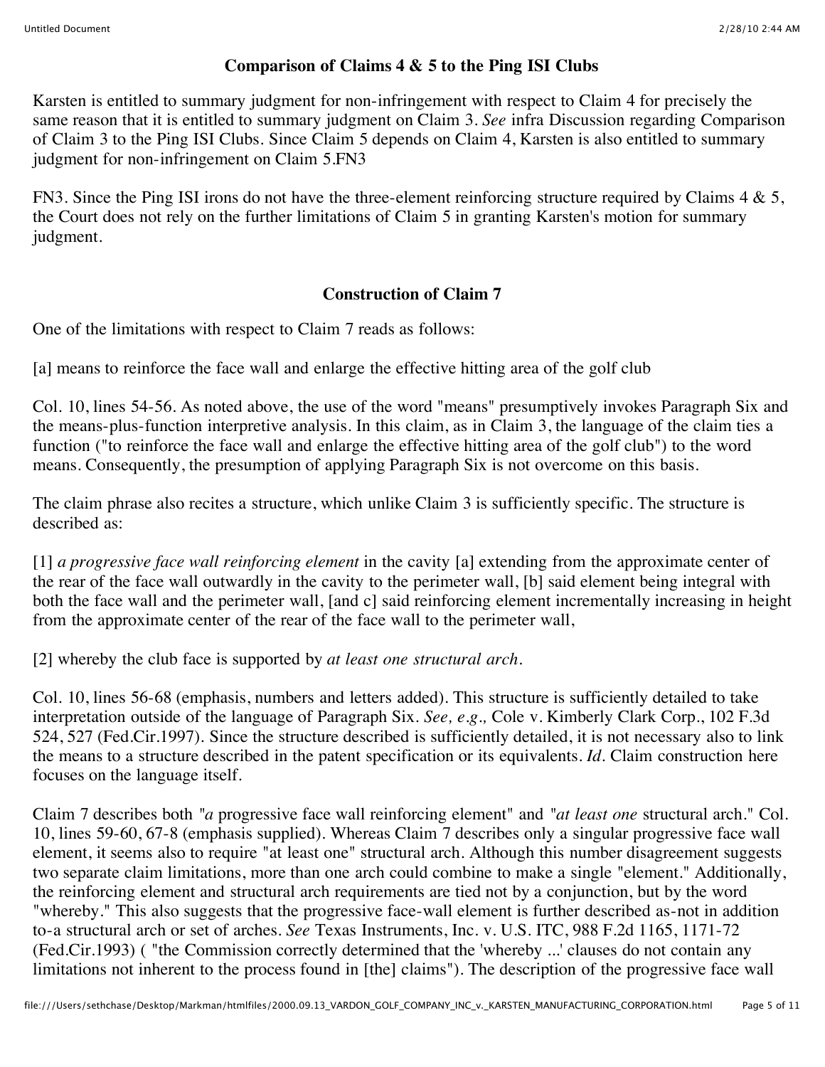### Comparison of Claims 4 & 5 to the Ping ISI Clubs

Karsten is entitled to summary judgment for non-infringement with respect to Claim 4 for precisely the same reason that it is entitled to summary judgment on Claim 3. *See* infra Discussion regarding Comparison of Claim 3 to the Ping ISI Clubs. Since Claim 5 depends on Claim 4, Karsten is also entitled to summary judgment for non-infringement on Claim 5.FN3

FN3. Since the Ping ISI irons do not have the three-element reinforcing structure required by Claims 4 & 5, the Court does not rely on the further limitations of Claim 5 in granting Karsten's motion for summary judgment.

### Construction of Claim 7

One of the limitations with respect to Claim 7 reads as follows:

[a] means to reinforce the face wall and enlarge the effective hitting area of the golf club

Col. 10, lines 54-56. As noted above, the use of the word "means" presumptively invokes Paragraph Six and the means-plus-function interpretive analysis. In this claim, as in Claim 3, the language of the claim ties a function ("to reinforce the face wall and enlarge the effective hitting area of the golf club") to the word means. Consequently, the presumption of applying Paragraph Six is not overcome on this basis.

The claim phrase also recites a structure, which unlike Claim 3 is sufficiently specific. The structure is described as:

[1] *a progressive face wall reinforcing element* in the cavity [a] extending from the approximate center of the rear of the face wall outwardly in the cavity to the perimeter wall, [b] said element being integral with both the face wall and the perimeter wall, [and c] said reinforcing element incrementally increasing in height from the approximate center of the rear of the face wall to the perimeter wall,

[2] whereby the club face is supported by *at least one structural arch*.

Col. 10, lines 56-68 (emphasis, numbers and letters added). This structure is sufficiently detailed to take interpretation outside of the language of Paragraph Six. *See, e.g.,* Cole v. Kimberly Clark Corp., 102 F.3d 524, 527 (Fed.Cir.1997). Since the structure described is sufficiently detailed, it is not necessary also to link the means to a structure described in the patent specification or its equivalents. *Id.* Claim construction here focuses on the language itself.

Claim 7 describes both "*a* progressive face wall reinforcing element" and "*at least one* structural arch." Col. 10, lines 59-60, 67-8 (emphasis supplied). Whereas Claim 7 describes only a singular progressive face wall element, it seems also to require "at least one" structural arch. Although this number disagreement suggests two separate claim limitations, more than one arch could combine to make a single "element." Additionally, the reinforcing element and structural arch requirements are tied not by a conjunction, but by the word "whereby." This also suggests that the progressive face-wall element is further described as-not in addition to-a structural arch or set of arches. *See* Texas Instruments, Inc. v. U.S. ITC, 988 F.2d 1165, 1171-72 (Fed.Cir.1993) ( "the Commission correctly determined that the 'whereby ...' clauses do not contain any limitations not inherent to the process found in [the] claims"). The description of the progressive face wall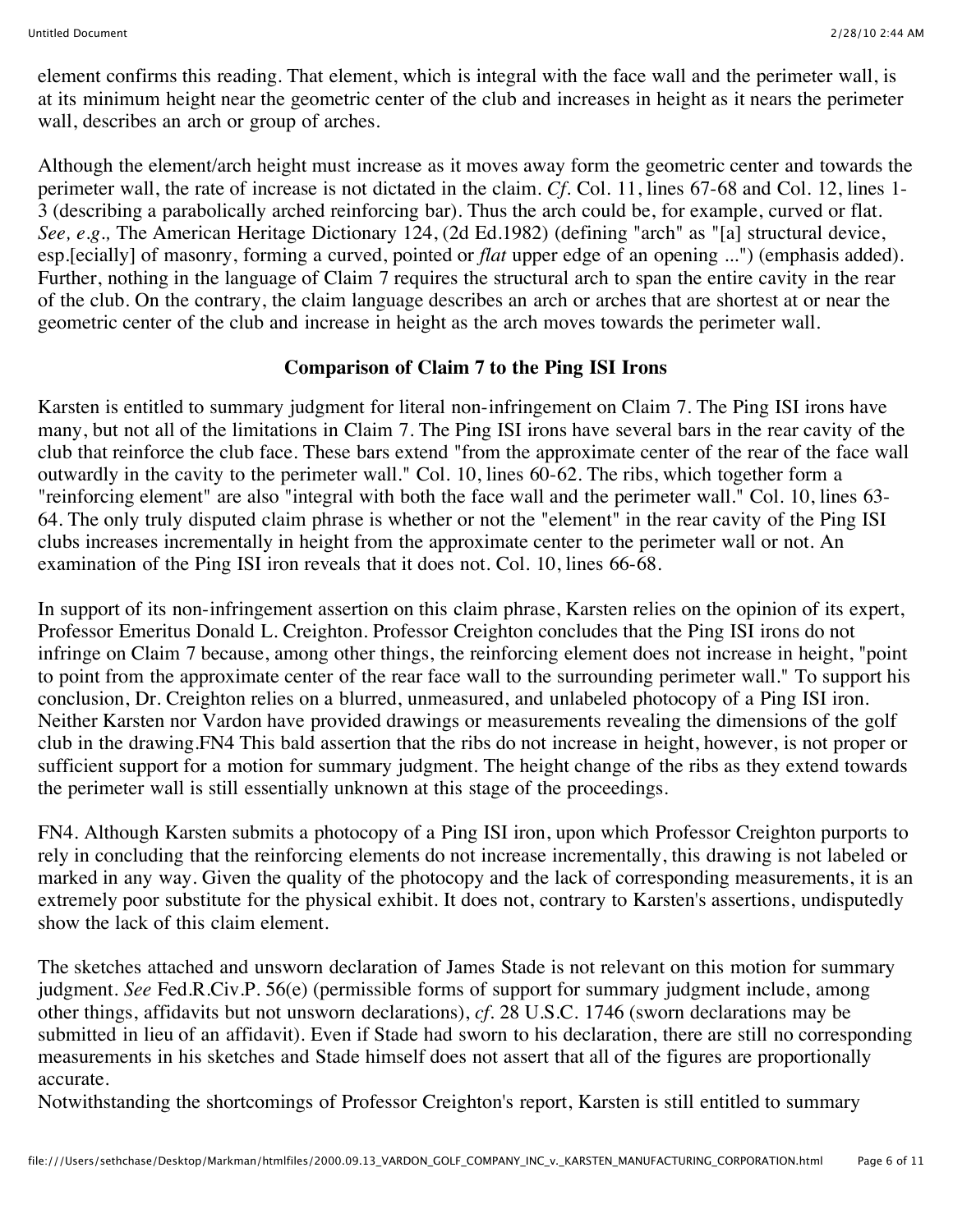element confirms this reading. That element, which is integral with the face wall and the perimeter wall, is at its minimum height near the geometric center of the club and increases in height as it nears the perimeter wall, describes an arch or group of arches.

Although the element/arch height must increase as it moves away form the geometric center and towards the perimeter wall, the rate of increase is not dictated in the claim. *Cf.* Col. 11, lines 67-68 and Col. 12, lines 1-3 (describing a parabolically arched reinforcing bar). Thus the arch could be, for example, curved or flat. *See, e.g.,* The American Heritage Dictionary 124, (2d Ed.1982) (defining "arch" as "[a] structural device, esp.[ecially] of masonry, forming a curved, pointed or *flat* upper edge of an opening ...") (emphasis added). Further, nothing in the language of Claim 7 requires the structural arch to span the entire cavity in the rear of the club. On the contrary, the claim language describes an arch or arches that are shortest at or near the geometric center of the club and increase in height as the arch moves towards the perimeter wall.

**Comparison of Claim 7 to the Ping ISI Irons**

Karsten is entitled to summary judgment for literal non-infringement on Claim 7. The Ping ISI irons have many, but not all of the limitations in Claim 7. The Ping ISI irons have several bars in the rear cavity of the club that reinforce the club face. These bars extend "from the approximate center of the rear of the face wall outwardly in the cavity to the perimeter wall." Col. 10, lines 60-62. The ribs, which together form a "reinforcing element" are also "integral with both the face wall and the perimeter wall." Col. 10, lines 63-64. The only truly disputed claim phrase is whether or not the "element" in the rear cavity of the Ping ISI clubs increases incrementally in height from the approximate center to the perimeter wall or not. An examination of the Ping ISI iron reveals that it does not. Col. 10, lines 66-68.

In support of its non-infringement assertion on this claim phrase, Karsten relies on the opinion of its expert, Professor Emeritus Donald L. Creighton. Professor Creighton concludes that the Ping ISI irons do not infringe on Claim 7 because, among other things, the reinforcing element does not increase in height, "point to point from the approximate center of the rear face wall to the surrounding perimeter wall." To support his conclusion, Dr. Creighton relies on a blurred, unmeasured, and unlabeled photocopy of a Ping ISI iron. Neither Karsten nor Vardon have provided drawings or measurements revealing the dimensions of the golf club in the drawing.FN4 This bald assertion that the ribs do not increase in height, however, is not proper or sufficient support for a motion for summary judgment. The height change of the ribs as they extend towards the perimeter wall is still essentially unknown at this stage of the proceedings.

FN4. Although Karsten submits a photocopy of a Ping ISI iron, upon which Professor Creighton purports to rely in concluding that the reinforcing elements do not increase incrementally, this drawing is not labeled or marked in any way. Given the quality of the photocopy and the lack of corresponding measurements, it is an extremely poor substitute for the physical exhibit. It does not, contrary to Karsten's assertions, undisputedly show the lack of this claim element.

The sketches attached and unsworn declaration of James Stade is not relevant on this motion for summary judgment. *See* Fed.R.Civ.P. 56(e) (permissible forms of support for summary judgment include, among other things, affidavits but not unsworn declarations), *cf.* 28 U.S.C. 1746 (sworn declarations may be submitted in lieu of an affidavit). Even if Stade had sworn to his declaration, there are still no corresponding measurements in his sketches and Stade himself does not assert that all of the figures are proportionally accurate.

Notwithstanding the shortcomings of Professor Creighton's report, Karsten is still entitled to summary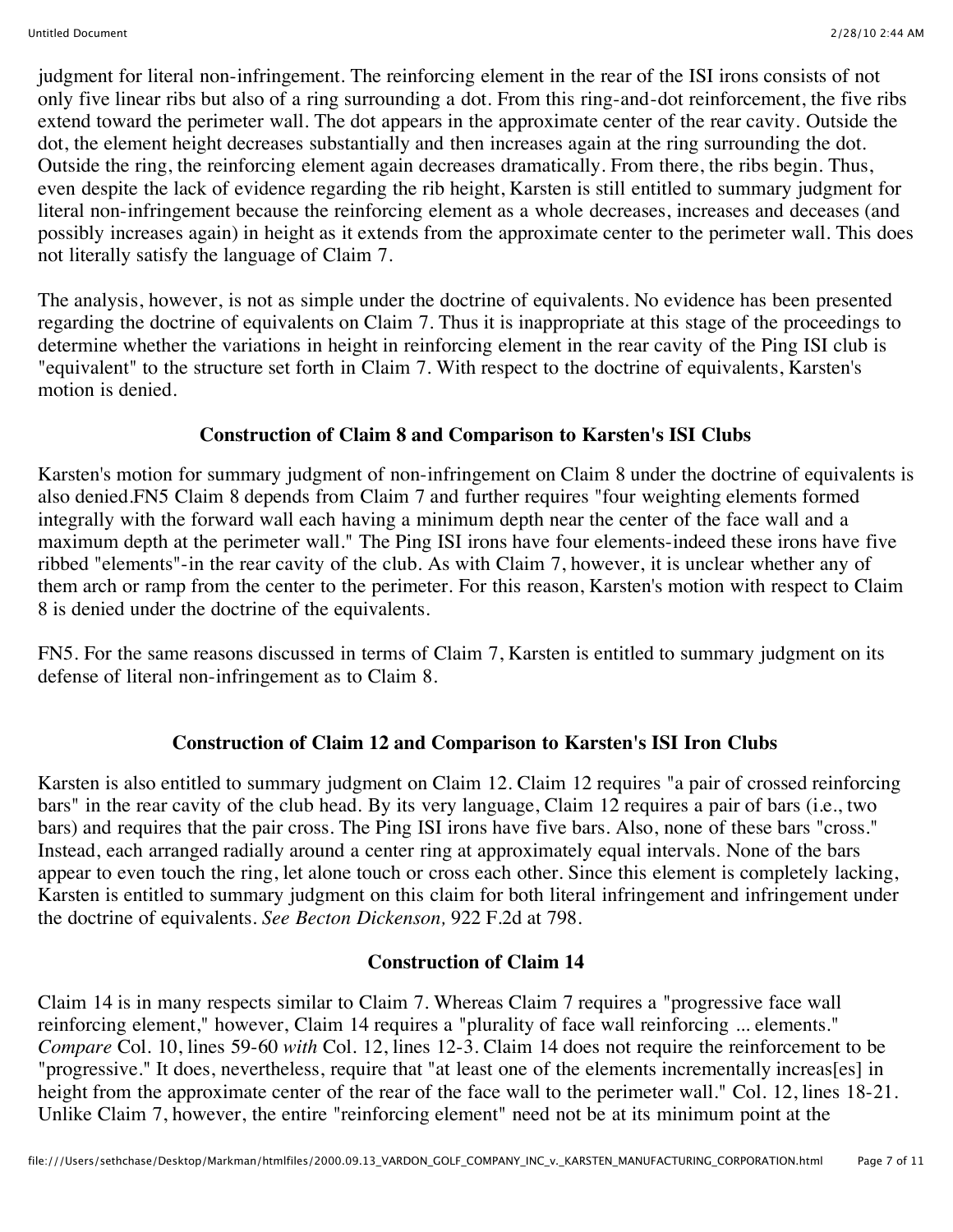judgment for literal non-infringement. The reinforcing element in the rear of the ISI irons consists of not only five linear ribs but also of a ring surrounding a dot. From this ring-and-dot reinforcement, the five ribs extend toward the perimeter wall. The dot appears in the approximate center of the rear cavity. Outside the dot, the element height decreases substantially and then increases again at the ring surrounding the dot. Outside the ring, the reinforcing element again decreases dramatically. From there, the ribs begin. Thus, even despite the lack of evidence regarding the rib height, Karsten is still entitled to summary judgment for literal non-infringement because the reinforcing element as a whole decreases, increases and deceases (and possibly increases again) in height as it extends from the approximate center to the perimeter wall. This does not literally satisfy the language of Claim 7.

The analysis, however, is not as simple under the doctrine of equivalents. No evidence has been presented regarding the doctrine of equivalents on Claim 7. Thus it is inappropriate at this stage of the proceedings to determine whether the variations in height in reinforcing element in the rear cavity of the Ping ISI club is "equivalent" to the structure set forth in Claim 7. With respect to the doctrine of equivalents, Karsten's motion is denied.

### Construction of Claim 8 and Comparison to Karsten's ISI Clubs

Karsten's motion for summary judgment of non-infringement on Claim 8 under the doctrine of equivalents is also denied.FN5 Claim 8 depends from Claim 7 and further requires "four weighting elements formed integrally with the forward wall each having a minimum depth near the center of the face wall and a maximum depth at the perimeter wall." The Ping ISI irons have four elements-indeed these irons have five ribbed "elements"-in the rear cavity of the club. As with Claim 7, however, it is unclear whether any of them arch or ramp from the center to the perimeter. For this reason, Karsten's motion with respect to Claim 8 is denied under the doctrine of the equivalents.

FN5. For the same reasons discussed in terms of Claim 7, Karsten is entitled to summary judgment on its defense of literal non-infringement as to Claim 8.

### Construction of Claim 12 and Comparison to Karsten's ISI Iron Clubs

Karsten is also entitled to summary judgment on Claim 12. Claim 12 requires "a pair of crossed reinforcing bars" in the rear cavity of the club head. By its very language, Claim 12 requires a pair of bars (i.e., two bars) and requires that the pair cross. The Ping ISI irons have five bars. Also, none of these bars "cross." Instead, each arranged radially around a center ring at approximately equal intervals. None of the bars appear to even touch the ring, let alone touch or cross each other. Since this element is completely lacking, Karsten is entitled to summary judgment on this claim for both literal infringement and infringement under the doctrine of equivalents. *See Becton Dickenson,* 922 F.2d at 798.

### Construction of Claim 14

Claim 14 is in many respects similar to Claim 7. Whereas Claim 7 requires a "progressive face wall reinforcing element," however, Claim 14 requires a "plurality of face wall reinforcing ... elements." *Compare* Col. 10, lines 59-60 *with* Col. 12, lines 12-3. Claim 14 does not require the reinforcement to be "progressive." It does, nevertheless, require that "at least one of the elements incrementally increas[es] in height from the approximate center of the rear of the face wall to the perimeter wall." Col. 12, lines 18-21. Unlike Claim 7, however, the entire "reinforcing element" need not be at its minimum point at the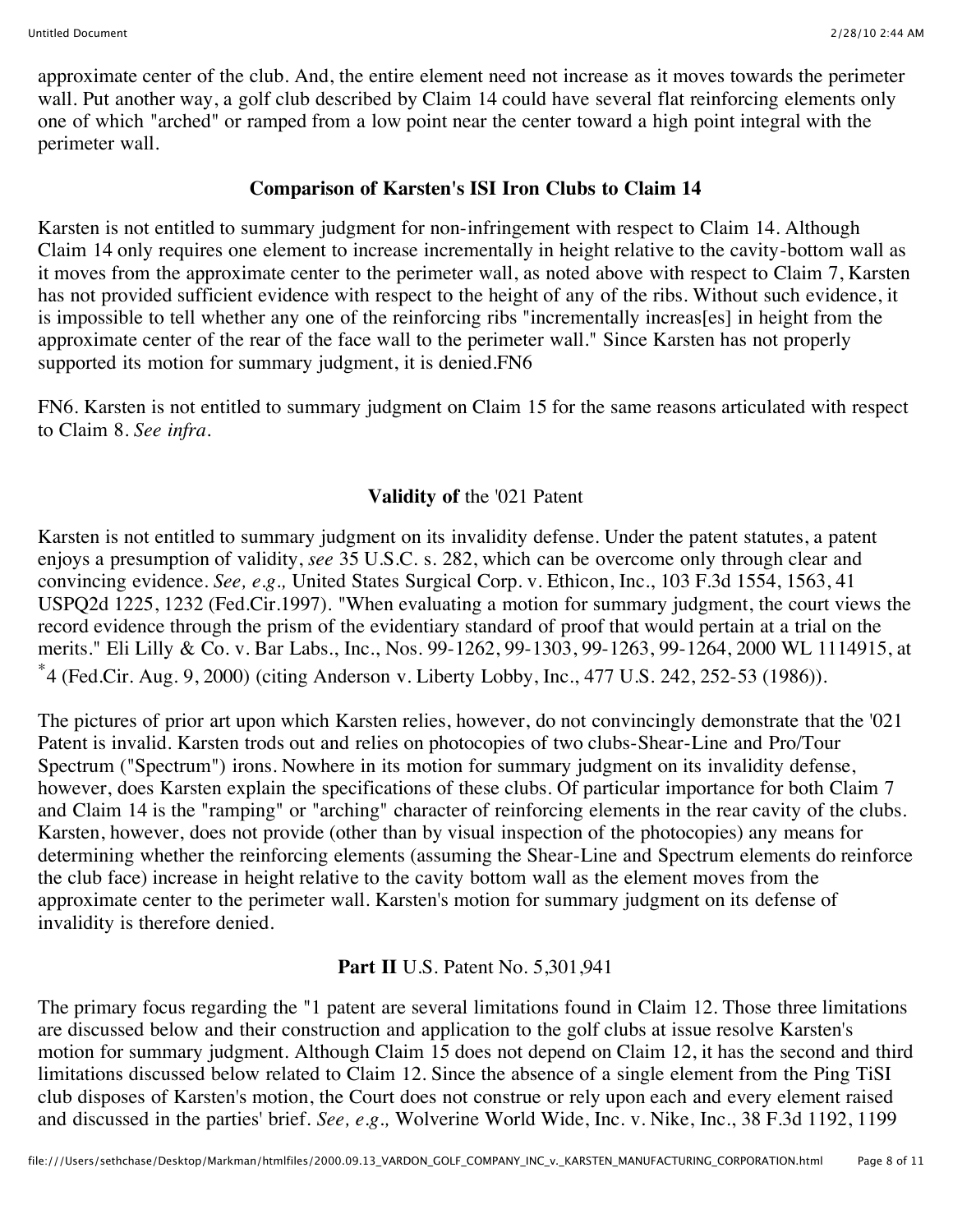approximate center of the club. And, the entire element need not increase as it moves towards the perimeter wall. Put another way, a golf club described by Claim 14 could have several flat reinforcing elements only one of which "arched" or ramped from a low point near the center toward a high point integral with the perimeter wall.

**Comparison of Karsten's ISI Iron Clubs to Claim 14**

Karsten is not entitled to summary judgment for non-infringement with respect to Claim 14. Although Claim 14 only requires one element to increase incrementally in height relative to the cavity-bottom wall as it moves from the approximate center to the perimeter wall, as noted above with respect to Claim 7, Karsten has not provided sufficient evidence with respect to the height of any of the ribs. Without such evidence, it is impossible to tell whether any one of the reinforcing ribs "incrementally increas[es] in height from the approximate center of the rear of the face wall to the perimeter wall." Since Karsten has not properly supported its motion for summary judgment, it is denied.FN6

FN6. Karsten is not entitled to summary judgment on Claim 15 for the same reasons articulated with respect to Claim 8. *See infra.*

**Validity of** the '021 Patent

Karsten is not entitled to summary judgment on its invalidity defense. Under the patent statutes, a patent enjoys a presumption of validity, *see* 35 U.S.C. s. 282, which can be overcome only through clear and convincing evidence. *See, e.g.,* United States Surgical Corp. v. Ethicon, Inc., 103 F.3d 1554, 1563, 41 USPQ2d 1225, 1232 (Fed.Cir.1997). "When evaluating a motion for summary judgment, the court views the record evidence through the prism of the evidentiary standard of proof that would pertain at a trial on the merits." Eli Lilly & Co. v. Bar Labs., Inc., Nos. 99-1262, 99-1303, 99-1263, 99-1264, 2000 WL 1114915, at *4 (Fed.Cir. Aug. 9, 2000) (citing Anderson v. Liberty Lobby, Inc., 477 U.S. 242, 252-53 (1986)).

The pictures of prior art upon which Karsten relies, however, do not convincingly demonstrate that the '021 Patent is invalid. Karsten trods out and relies on photocopies of two clubs-Shear-Line and Pro/Tour Spectrum ("Spectrum") irons. Nowhere in its motion for summary judgment on its invalidity defense, however, does Karsten explain the specifications of these clubs. Of particular importance for both Claim 7 and Claim 14 is the "ramping" or "arching" character of reinforcing elements in the rear cavity of the clubs. Karsten, however, does not provide (other than by visual inspection of the photocopies) any means for determining whether the reinforcing elements (assuming the Shear-Line and Spectrum elements do reinforce the club face) increase in height relative to the cavity bottom wall as the element moves from the approximate center to the perimeter wall. Karsten's motion for summary judgment on its defense of invalidity is therefore denied.

**Part II** U.S. Patent No. 5,301,941

The primary focus regarding the "1 patent are several limitations found in Claim 12. Those three limitations are discussed below and their construction and application to the golf clubs at issue resolve Karsten's motion for summary judgment. Although Claim 15 does not depend on Claim 12, it has the second and third limitations discussed below related to Claim 12. Since the absence of a single element from the Ping TiSI club disposes of Karsten's motion, the Court does not construe or rely upon each and every element raised and discussed in the parties' brief. *See, e.g.,* Wolverine World Wide, Inc. v. Nike, Inc., 38 F.3d 1192, 1199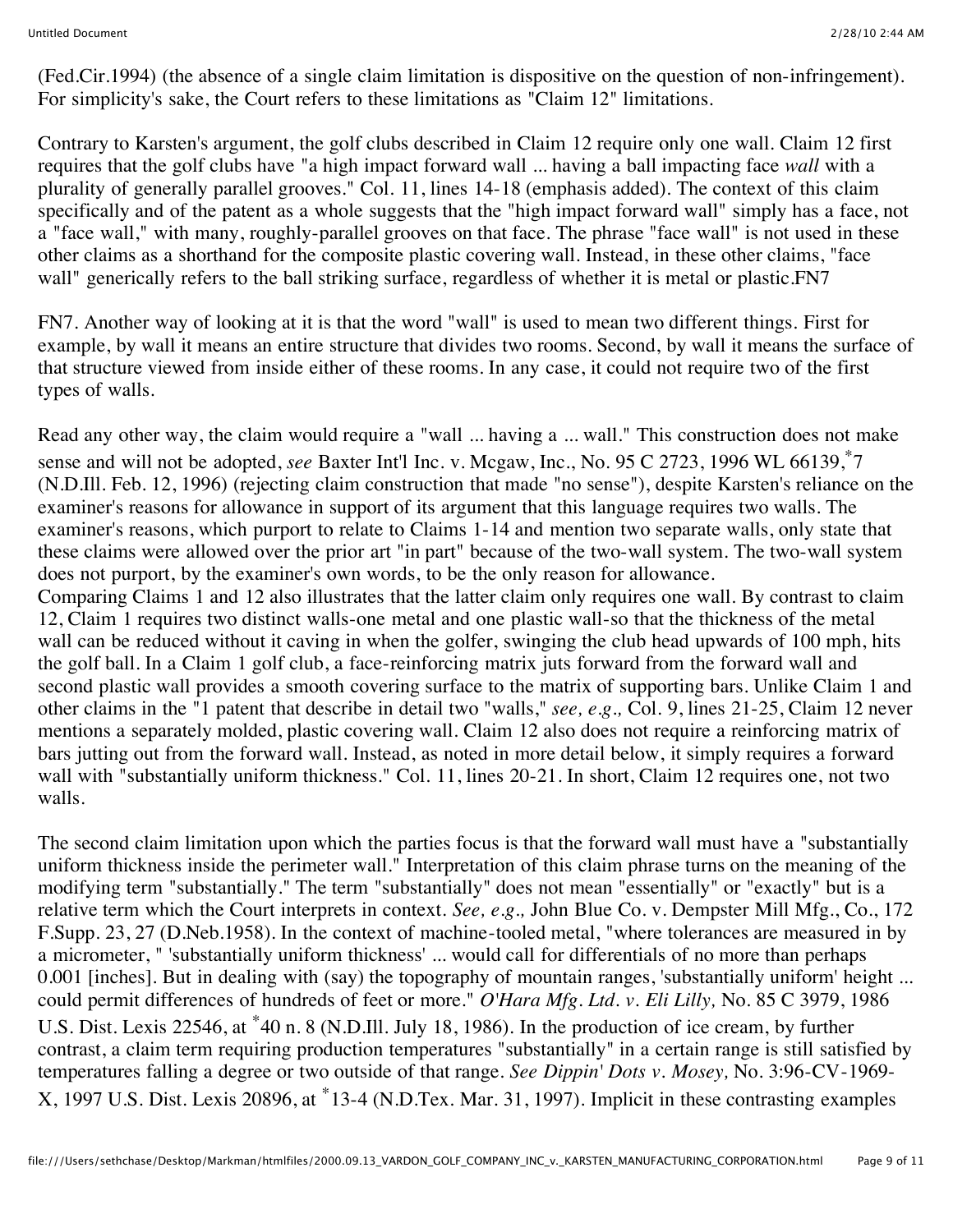(Fed.Cir.1994) (the absence of a single claim limitation is dispositive on the question of non-infringement). For simplicity's sake, the Court refers to these limitations as "Claim 12" limitations.

Contrary to Karsten's argument, the golf clubs described in Claim 12 require only one wall. Claim 12 first requires that the golf clubs have "a high impact forward wall ... having a ball impacting face *wall* with a plurality of generally parallel grooves." Col. 11, lines 14-18 (emphasis added). The context of this claim specifically and of the patent as a whole suggests that the "high impact forward wall" simply has a face, not a "face wall," with many, roughly-parallel grooves on that face. The phrase "face wall" is not used in these other claims as a shorthand for the composite plastic covering wall. Instead, in these other claims, "face wall" generically refers to the ball striking surface, regardless of whether it is metal or plastic.FN7

FN7. Another way of looking at it is that the word "wall" is used to mean two different things. First for example, by wall it means an entire structure that divides two rooms. Second, by wall it means the surface of that structure viewed from inside either of these rooms. In any case, it could not require two of the first types of walls.

Read any other way, the claim would require a "wall ... having a ... wall." This construction does not make sense and will not be adopted, *see* Baxter Int'l Inc. v. Mcgaw, Inc., No. 95 C 2723, 1996 WL 66139,*7 (N.D.Ill. Feb. 12, 1996) (rejecting claim construction that made "no sense"), despite Karsten's reliance on the examiner's reasons for allowance in support of its argument that this language requires two walls. The examiner's reasons, which purport to relate to Claims 1-14 and mention two separate walls, only state that these claims were allowed over the prior art "in part" because of the two-wall system. The two-wall system does not purport, by the examiner's own words, to be the only reason for allowance.
Comparing Claims 1 and 12 also illustrates that the latter claim only requires one wall. By contrast to claim 12, Claim 1 requires two distinct walls-one metal and one plastic wall-so that the thickness of the metal wall can be reduced without it caving in when the golfer, swinging the club head upwards of 100 mph, hits the golf ball. In a Claim 1 golf club, a face-reinforcing matrix juts forward from the forward wall and second plastic wall provides a smooth covering surface to the matrix of supporting bars. Unlike Claim 1 and other claims in the "1 patent that describe in detail two "walls," *see, e.g.,* Col. 9, lines 21-25, Claim 12 never mentions a separately molded, plastic covering wall. Claim 12 also does not require a reinforcing matrix of bars jutting out from the forward wall. Instead, as noted in more detail below, it simply requires a forward wall with "substantially uniform thickness." Col. 11, lines 20-21. In short, Claim 12 requires one, not two walls.

The second claim limitation upon which the parties focus is that the forward wall must have a "substantially uniform thickness inside the perimeter wall." Interpretation of this claim phrase turns on the meaning of the modifying term "substantially." The term "substantially" does not mean "essentially" or "exactly" but is a relative term which the Court interprets in context. *See, e.g.,* John Blue Co. v. Dempster Mill Mfg., Co., 172 F.Supp. 23, 27 (D.Neb.1958). In the context of machine-tooled metal, "where tolerances are measured in by a micrometer, " 'substantially uniform thickness' ... would call for differentials of no more than perhaps 0.001 [inches]. But in dealing with (say) the topography of mountain ranges, 'substantially uniform' height ... could permit differences of hundreds of feet or more." *O'Hara Mfg. Ltd. v. Eli Lilly,* No. 85 C 3979, 1986 U.S. Dist. Lexis 22546, at *40 n. 8 (N.D.Ill. July 18, 1986). In the production of ice cream, by further contrast, a claim term requiring production temperatures "substantially" in a certain range is still satisfied by temperatures falling a degree or two outside of that range. *See Dippin' Dots v. Mosey,* No. 3:96-CV-1969-X, 1997 U.S. Dist. Lexis 20896, at *13-4 (N.D.Tex. Mar. 31, 1997). Implicit in these contrasting examples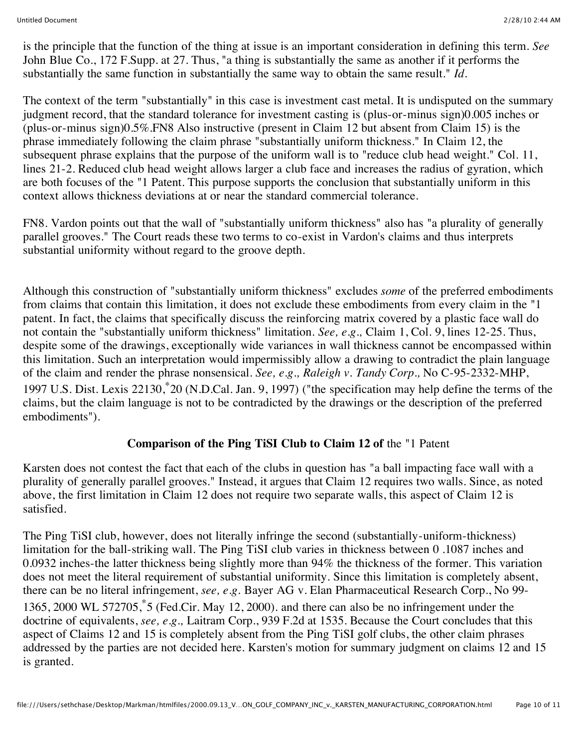is the principle that the function of the thing at issue is an important consideration in defining this term. *See* John Blue Co., 172 F.Supp. at 27. Thus, "a thing is substantially the same as another if it performs the substantially the same function in substantially the same way to obtain the same result." *Id.*

The context of the term "substantially" in this case is investment cast metal. It is undisputed on the summary judgment record, that the standard tolerance for investment casting is (plus-or-minus sign)0.005 inches or (plus-or-minus sign)0.5%.FN8 Also instructive (present in Claim 12 but absent from Claim 15) is the phrase immediately following the claim phrase "substantially uniform thickness." In Claim 12, the subsequent phrase explains that the purpose of the uniform wall is to "reduce club head weight." Col. 11, lines 21-2. Reduced club head weight allows larger a club face and increases the radius of gyration, which are both focuses of the "1 Patent. This purpose supports the conclusion that substantially uniform in this context allows thickness deviations at or near the standard commercial tolerance.

FN8. Vardon points out that the wall of "substantially uniform thickness" also has "a plurality of generally parallel grooves." The Court reads these two terms to co-exist in Vardon's claims and thus interprets substantial uniformity without regard to the groove depth.

Although this construction of "substantially uniform thickness" excludes *some* of the preferred embodiments from claims that contain this limitation, it does not exclude these embodiments from every claim in the "1 patent. In fact, the claims that specifically discuss the reinforcing matrix covered by a plastic face wall do not contain the "substantially uniform thickness" limitation. *See, e.g.,* Claim 1, Col. 9, lines 12-25. Thus, despite some of the drawings, exceptionally wide variances in wall thickness cannot be encompassed within this limitation. Such an interpretation would impermissibly allow a drawing to contradict the plain language of the claim and render the phrase nonsensical. *See, e.g., Raleigh v. Tandy Corp.,* No C-95-2332-MHP, 1997 U.S. Dist. Lexis 22130,*20 (N.D.Cal. Jan. 9, 1997) ("the specification may help define the terms of the claims, but the claim language is not to be contradicted by the drawings or the description of the preferred embodiments").

## **Comparison of the Ping TiSI Club to Claim 12 of** the "1 Patent

Karsten does not contest the fact that each of the clubs in question has "a ball impacting face wall with a plurality of generally parallel grooves." Instead, it argues that Claim 12 requires two walls. Since, as noted above, the first limitation in Claim 12 does not require two separate walls, this aspect of Claim 12 is satisfied.

The Ping TiSI club, however, does not literally infringe the second (substantially-uniform-thickness) limitation for the ball-striking wall. The Ping TiSI club varies in thickness between 0 .1087 inches and 0.0932 inches-the latter thickness being slightly more than 94% the thickness of the former. This variation does not meet the literal requirement of substantial uniformity. Since this limitation is completely absent, there can be no literal infringement, *see, e.g.* Bayer AG v. Elan Pharmaceutical Research Corp., No 99-1365, 2000 WL 572705,*5 (Fed.Cir. May 12, 2000). and there can also be no infringement under the doctrine of equivalents, *see, e.g.,* Laitram Corp., 939 F.2d at 1535. Because the Court concludes that this aspect of Claims 12 and 15 is completely absent from the Ping TiSI golf clubs, the other claim phrases addressed by the parties are not decided here. Karsten's motion for summary judgment on claims 12 and 15 is granted.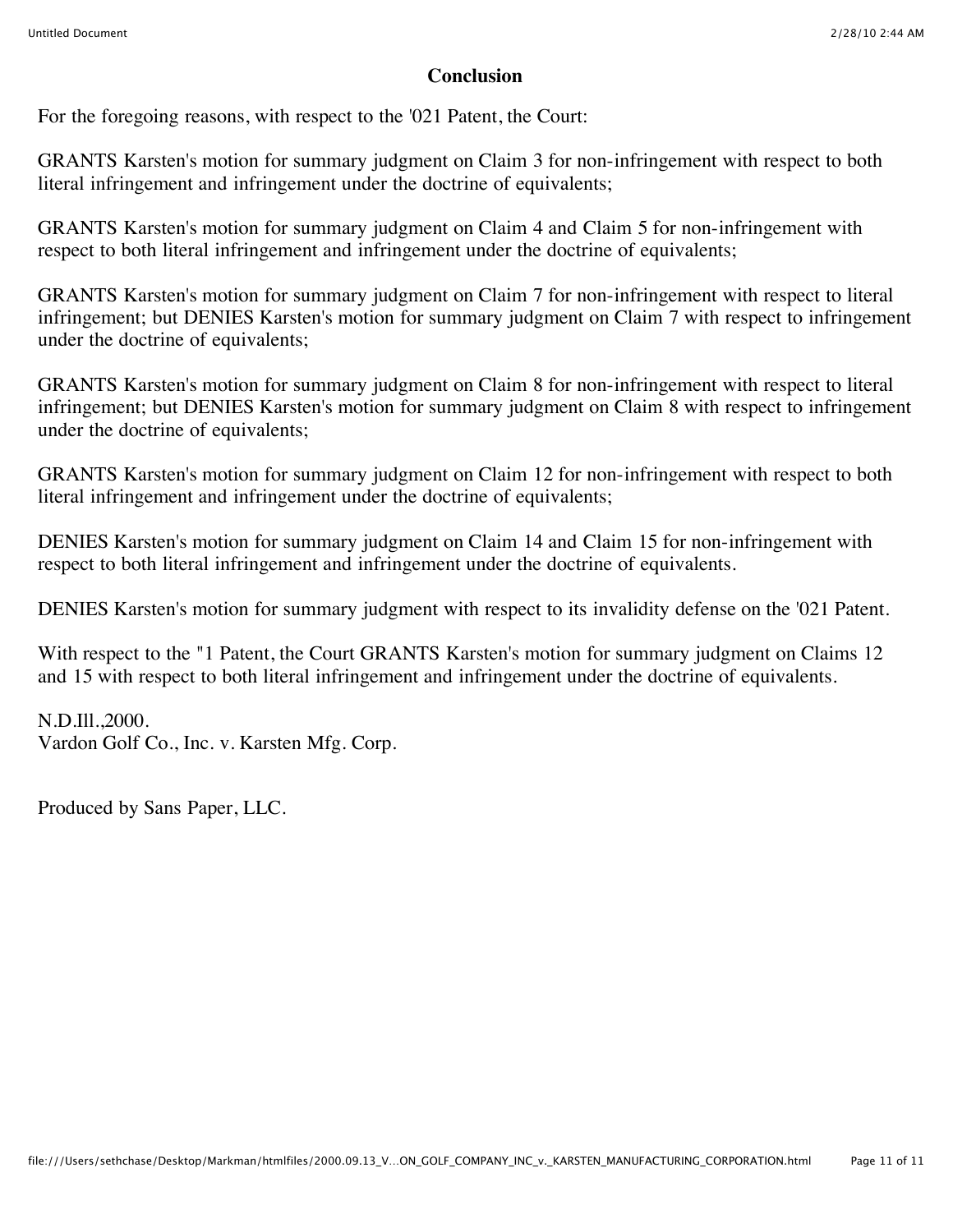**Conclusion**

For the foregoing reasons, with respect to the '021 Patent, the Court:

GRANTS Karsten's motion for summary judgment on Claim 3 for non-infringement with respect to both literal infringement and infringement under the doctrine of equivalents;

GRANTS Karsten's motion for summary judgment on Claim 4 and Claim 5 for non-infringement with respect to both literal infringement and infringement under the doctrine of equivalents;

GRANTS Karsten's motion for summary judgment on Claim 7 for non-infringement with respect to literal infringement; but DENIES Karsten's motion for summary judgment on Claim 7 with respect to infringement under the doctrine of equivalents;

GRANTS Karsten's motion for summary judgment on Claim 8 for non-infringement with respect to literal infringement; but DENIES Karsten's motion for summary judgment on Claim 8 with respect to infringement under the doctrine of equivalents;

GRANTS Karsten's motion for summary judgment on Claim 12 for non-infringement with respect to both literal infringement and infringement under the doctrine of equivalents;

DENIES Karsten's motion for summary judgment on Claim 14 and Claim 15 for non-infringement with respect to both literal infringement and infringement under the doctrine of equivalents.

DENIES Karsten's motion for summary judgment with respect to its invalidity defense on the '021 Patent.

With respect to the "1 Patent, the Court GRANTS Karsten's motion for summary judgment on Claims 12 and 15 with respect to both literal infringement and infringement under the doctrine of equivalents.

N.D.Ill.,2000.
Vardon Golf Co., Inc. v. Karsten Mfg. Corp.

Produced by Sans Paper, LLC.